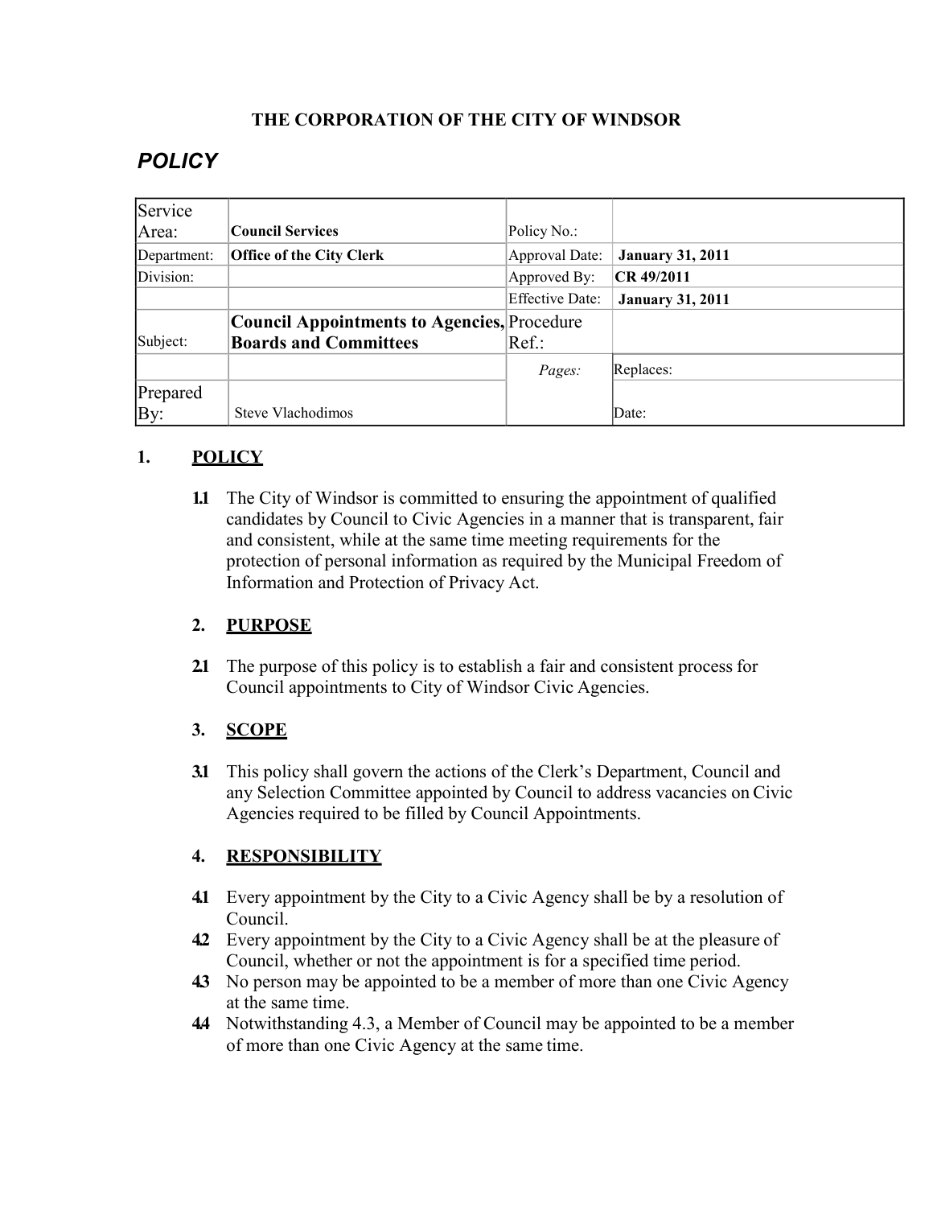**THE CORPORATION OF THE CITY OF WINDSOR**

# *POLICY*

| Service Area: | **Council Services** | Policy No.: | |
|---|---|---|---|
| Department: | **Office of the City Clerk** | Approval Date: | **January 31, 2011** |
| Division: | | Approved By: | **CR 49/2011** |
| | | Effective Date: | **January 31, 2011** |
| Subject: | **Council Appointments to Agencies, Boards and Committees** | Procedure Ref.: | |
| | | *Pages:* | Replaces: |
| Prepared By: | Steve Vlachodimos | | Date: |

## 1. POLICY

**1.1** The City of Windsor is committed to ensuring the appointment of qualified candidates by Council to Civic Agencies in a manner that is transparent, fair and consistent, while at the same time meeting requirements for the protection of personal information as required by the Municipal Freedom of Information and Protection of Privacy Act.

## 2. PURPOSE

**2.1** The purpose of this policy is to establish a fair and consistent process for Council appointments to City of Windsor Civic Agencies.

## 3. SCOPE

**3.1** This policy shall govern the actions of the Clerk's Department, Council and any Selection Committee appointed by Council to address vacancies on Civic Agencies required to be filled by Council Appointments.

## 4. RESPONSIBILITY

**4.1** Every appointment by the City to a Civic Agency shall be by a resolution of Council.

**4.2** Every appointment by the City to a Civic Agency shall be at the pleasure of Council, whether or not the appointment is for a specified time period.

**4.3** No person may be appointed to be a member of more than one Civic Agency at the same time.

**4.4** Notwithstanding 4.3, a Member of Council may be appointed to be a member of more than one Civic Agency at the same time.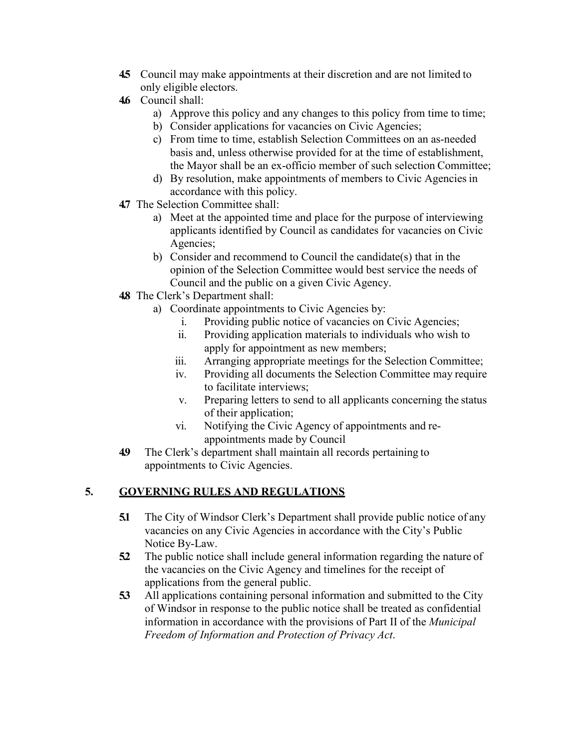**4.5** Council may make appointments at their discretion and are not limited to only eligible electors.

**4.6** Council shall:

a) Approve this policy and any changes to this policy from time to time;
b) Consider applications for vacancies on Civic Agencies;
c) From time to time, establish Selection Committees on an as-needed basis and, unless otherwise provided for at the time of establishment, the Mayor shall be an ex-officio member of such selection Committee;
d) By resolution, make appointments of members to Civic Agencies in accordance with this policy.

**4.7** The Selection Committee shall:

a) Meet at the appointed time and place for the purpose of interviewing applicants identified by Council as candidates for vacancies on Civic Agencies;
b) Consider and recommend to Council the candidate(s) that in the opinion of the Selection Committee would best service the needs of Council and the public on a given Civic Agency.

**4.8** The Clerk's Department shall:

a) Coordinate appointments to Civic Agencies by:
   i. Providing public notice of vacancies on Civic Agencies;
   ii. Providing application materials to individuals who wish to apply for appointment as new members;
   iii. Arranging appropriate meetings for the Selection Committee;
   iv. Providing all documents the Selection Committee may require to facilitate interviews;
   v. Preparing letters to send to all applicants concerning the status of their application;
   vi. Notifying the Civic Agency of appointments and re-appointments made by Council

**4.9** The Clerk's department shall maintain all records pertaining to appointments to Civic Agencies.

## 5. GOVERNING RULES AND REGULATIONS

**5.1** The City of Windsor Clerk's Department shall provide public notice of any vacancies on any Civic Agencies in accordance with the City's Public Notice By-Law.

**5.2** The public notice shall include general information regarding the nature of the vacancies on the Civic Agency and timelines for the receipt of applications from the general public.

**5.3** All applications containing personal information and submitted to the City of Windsor in response to the public notice shall be treated as confidential information in accordance with the provisions of Part II of the *Municipal Freedom of Information and Protection of Privacy Act*.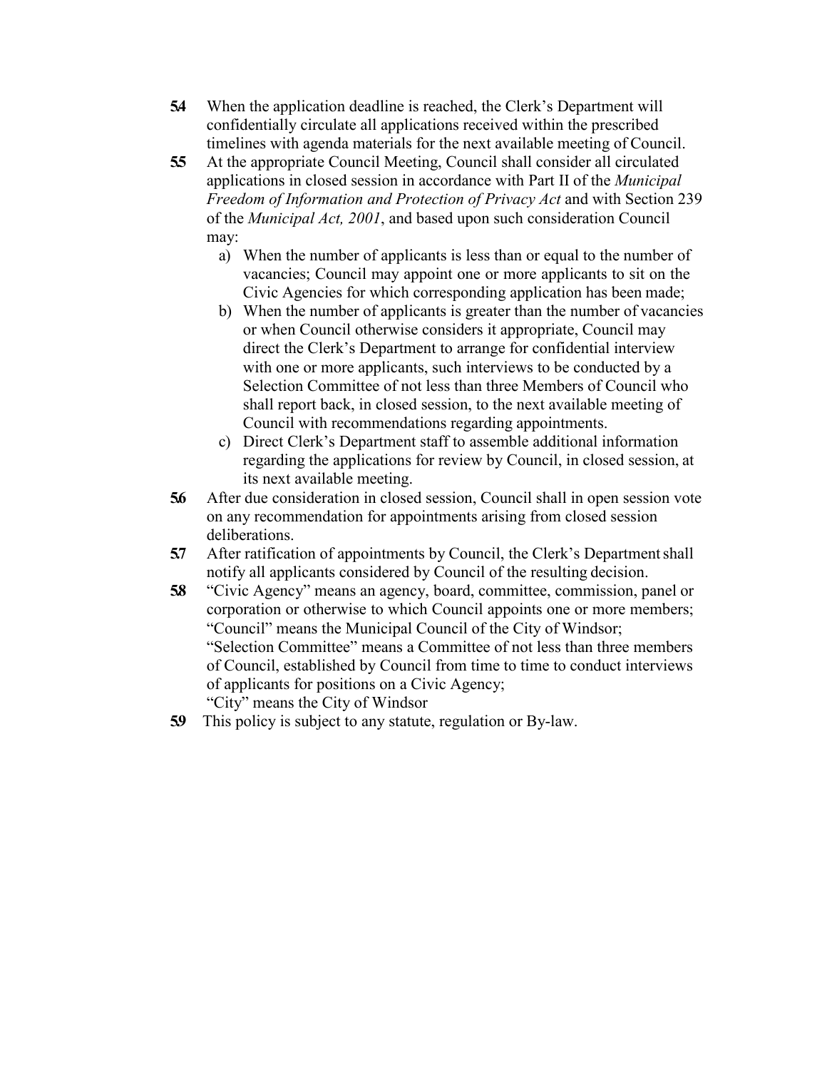**5.4** When the application deadline is reached, the Clerk's Department will confidentially circulate all applications received within the prescribed timelines with agenda materials for the next available meeting of Council.

**5.5** At the appropriate Council Meeting, Council shall consider all circulated applications in closed session in accordance with Part II of the *Municipal Freedom of Information and Protection of Privacy Act* and with Section 239 of the *Municipal Act, 2001*, and based upon such consideration Council may:

a) When the number of applicants is less than or equal to the number of vacancies; Council may appoint one or more applicants to sit on the Civic Agencies for which corresponding application has been made;

b) When the number of applicants is greater than the number of vacancies or when Council otherwise considers it appropriate, Council may direct the Clerk's Department to arrange for confidential interview with one or more applicants, such interviews to be conducted by a Selection Committee of not less than three Members of Council who shall report back, in closed session, to the next available meeting of Council with recommendations regarding appointments.

c) Direct Clerk's Department staff to assemble additional information regarding the applications for review by Council, in closed session, at its next available meeting.

**5.6** After due consideration in closed session, Council shall in open session vote on any recommendation for appointments arising from closed session deliberations.

**5.7** After ratification of appointments by Council, the Clerk's Department shall notify all applicants considered by Council of the resulting decision.

**5.8** "Civic Agency" means an agency, board, committee, commission, panel or corporation or otherwise to which Council appoints one or more members;
"Council" means the Municipal Council of the City of Windsor;
"Selection Committee" means a Committee of not less than three members of Council, established by Council from time to time to conduct interviews of applicants for positions on a Civic Agency;
"City" means the City of Windsor

**5.9** This policy is subject to any statute, regulation or By-law.